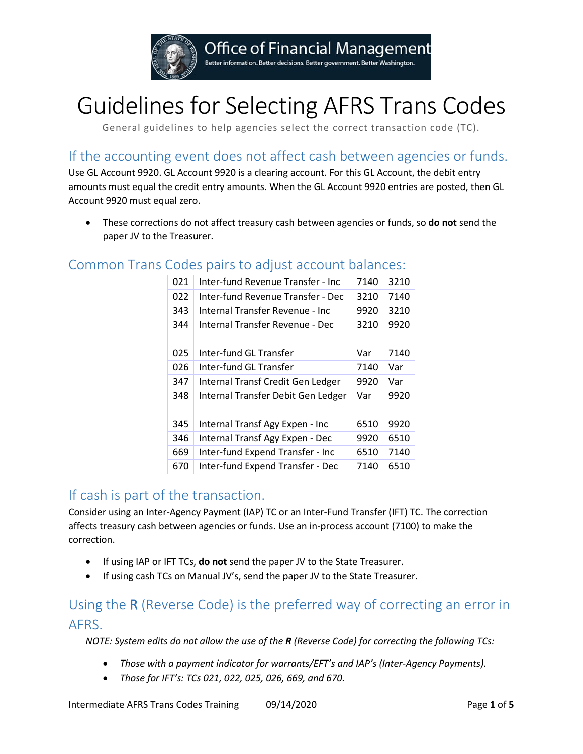# Guidelines for Selecting AFRS Trans Codes

General guidelines to help agencies select the correct transaction code (TC).

## If the accounting event does not affect cash between agencies or funds.

Use GL Account 9920. GL Account 9920 is a clearing account. For this GL Account, the debit entry amounts must equal the credit entry amounts. When the GL Account 9920 entries are posted, then GL Account 9920 must equal zero.

- These corrections do not affect treasury cash between agencies or funds, so **do not** send the paper JV to the Treasurer.

## Common Trans Codes pairs to adjust account balances:

| | | | |
|---|---|---|---|
| 021 | Inter-fund Revenue Transfer - Inc | 7140 | 3210 |
| 022 | Inter-fund Revenue Transfer - Dec | 3210 | 7140 |
| 343 | Internal Transfer Revenue - Inc | 9920 | 3210 |
| 344 | Internal Transfer Revenue - Dec | 3210 | 9920 |
| | | | |
| 025 | Inter-fund GL Transfer | Var | 7140 |
| 026 | Inter-fund GL Transfer | 7140 | Var |
| 347 | Internal Transf Credit Gen Ledger | 9920 | Var |
| 348 | Internal Transfer Debit Gen Ledger | Var | 9920 |
| | | | |
| 345 | Internal Transf Agy Expen - Inc | 6510 | 9920 |
| 346 | Internal Transf Agy Expen - Dec | 9920 | 6510 |
| 669 | Inter-fund Expend Transfer - Inc | 6510 | 7140 |
| 670 | Inter-fund Expend Transfer - Dec | 7140 | 6510 |

## If cash is part of the transaction.

Consider using an Inter-Agency Payment (IAP) TC or an Inter-Fund Transfer (IFT) TC. The correction affects treasury cash between agencies or funds. Use an in-process account (7100) to make the correction.

- If using IAP or IFT TCs, **do not** send the paper JV to the State Treasurer.
- If using cash TCs on Manual JV's, send the paper JV to the State Treasurer.

## Using the R (Reverse Code) is the preferred way of correcting an error in AFRS.

*NOTE: System edits do not allow the use of the **R** (Reverse Code) for correcting the following TCs:*

- *Those with a payment indicator for warrants/EFT's and IAP's (Inter-Agency Payments).*
- *Those for IFT's: TCs 021, 022, 025, 026, 669, and 670.*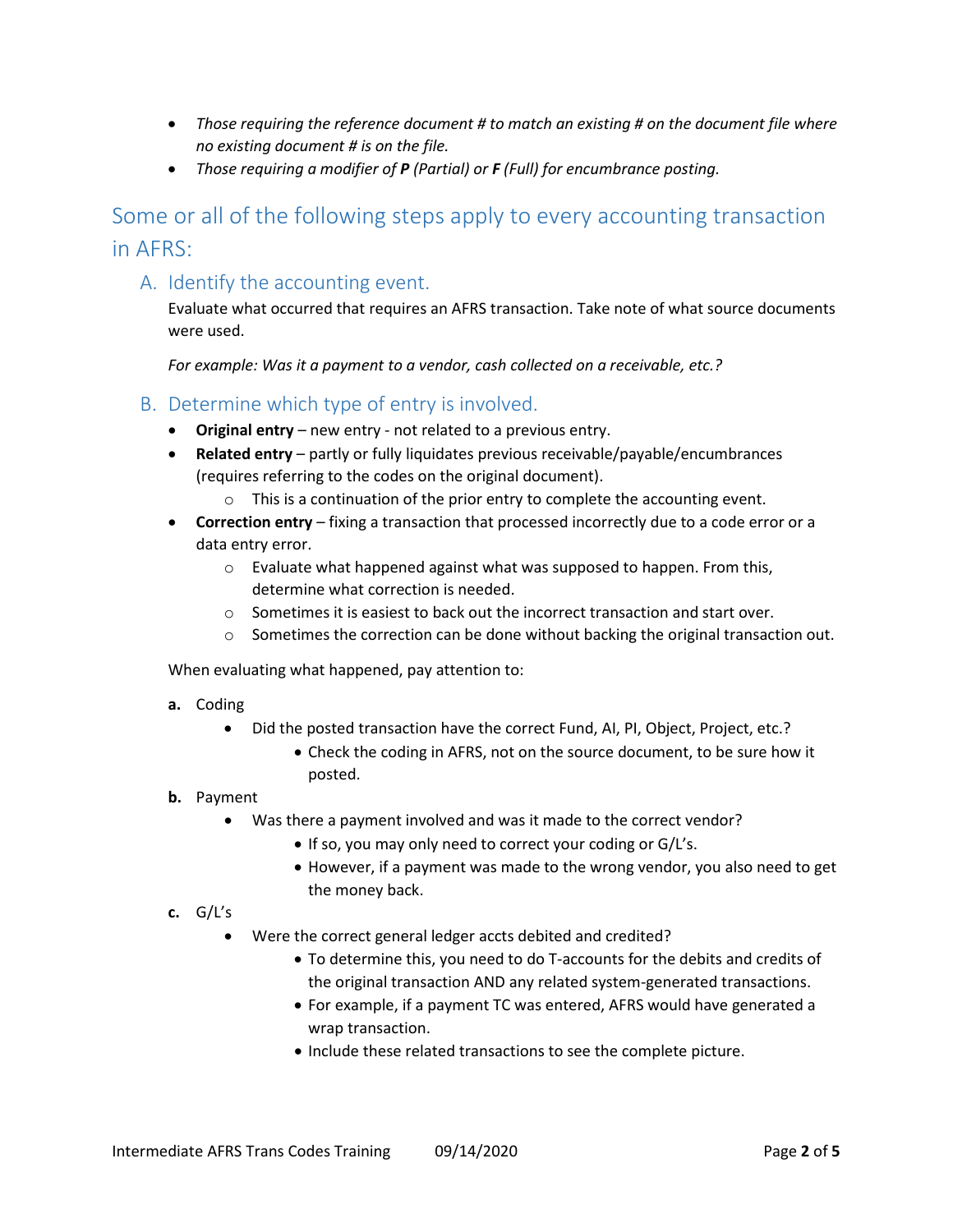- *Those requiring the reference document # to match an existing # on the document file where no existing document # is on the file.*
- *Those requiring a modifier of **P** (Partial) or **F** (Full) for encumbrance posting.*

## Some or all of the following steps apply to every accounting transaction in AFRS:

### A. Identify the accounting event.

Evaluate what occurred that requires an AFRS transaction. Take note of what source documents were used.

*For example: Was it a payment to a vendor, cash collected on a receivable, etc.?*

### B. Determine which type of entry is involved.

- **Original entry** – new entry - not related to a previous entry.
- **Related entry** – partly or fully liquidates previous receivable/payable/encumbrances (requires referring to the codes on the original document).
  - This is a continuation of the prior entry to complete the accounting event.
- **Correction entry** – fixing a transaction that processed incorrectly due to a code error or a data entry error.
  - Evaluate what happened against what was supposed to happen. From this, determine what correction is needed.
  - Sometimes it is easiest to back out the incorrect transaction and start over.
  - Sometimes the correction can be done without backing the original transaction out.

When evaluating what happened, pay attention to:

**a.** Coding
- Did the posted transaction have the correct Fund, AI, PI, Object, Project, etc.?
  - Check the coding in AFRS, not on the source document, to be sure how it posted.

**b.** Payment
- Was there a payment involved and was it made to the correct vendor?
  - If so, you may only need to correct your coding or G/L's.
  - However, if a payment was made to the wrong vendor, you also need to get the money back.

**c.** G/L's
- Were the correct general ledger accts debited and credited?
  - To determine this, you need to do T-accounts for the debits and credits of the original transaction AND any related system-generated transactions.
  - For example, if a payment TC was entered, AFRS would have generated a wrap transaction.
  - Include these related transactions to see the complete picture.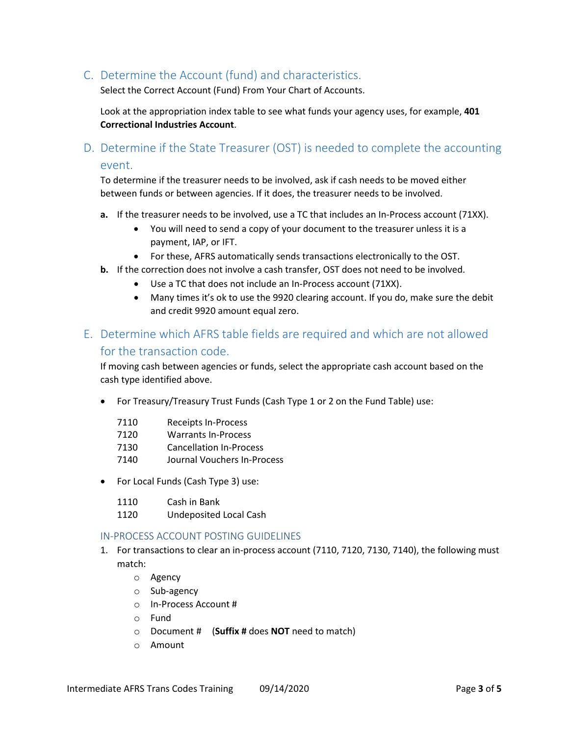## C. Determine the Account (fund) and characteristics.

Select the Correct Account (Fund) From Your Chart of Accounts.

Look at the appropriation index table to see what funds your agency uses, for example, **401 Correctional Industries Account**.

## D. Determine if the State Treasurer (OST) is needed to complete the accounting event.

To determine if the treasurer needs to be involved, ask if cash needs to be moved either between funds or between agencies. If it does, the treasurer needs to be involved.

**a.** If the treasurer needs to be involved, use a TC that includes an In-Process account (71XX).
  - You will need to send a copy of your document to the treasurer unless it is a payment, IAP, or IFT.
  - For these, AFRS automatically sends transactions electronically to the OST.

**b.** If the correction does not involve a cash transfer, OST does not need to be involved.
  - Use a TC that does not include an In-Process account (71XX).
  - Many times it's ok to use the 9920 clearing account. If you do, make sure the debit and credit 9920 amount equal zero.

## E. Determine which AFRS table fields are required and which are not allowed for the transaction code.

If moving cash between agencies or funds, select the appropriate cash account based on the cash type identified above.

- For Treasury/Treasury Trust Funds (Cash Type 1 or 2 on the Fund Table) use:

  7110 Receipts In-Process
  7120 Warrants In-Process
  7130 Cancellation In-Process
  7140 Journal Vouchers In-Process

- For Local Funds (Cash Type 3) use:

  1110 Cash in Bank
  1120 Undeposited Local Cash

### IN-PROCESS ACCOUNT POSTING GUIDELINES

1. For transactions to clear an in-process account (7110, 7120, 7130, 7140), the following must match:
   - Agency
   - Sub-agency
   - In-Process Account #
   - Fund
   - Document # (**Suffix #** does **NOT** need to match)
   - Amount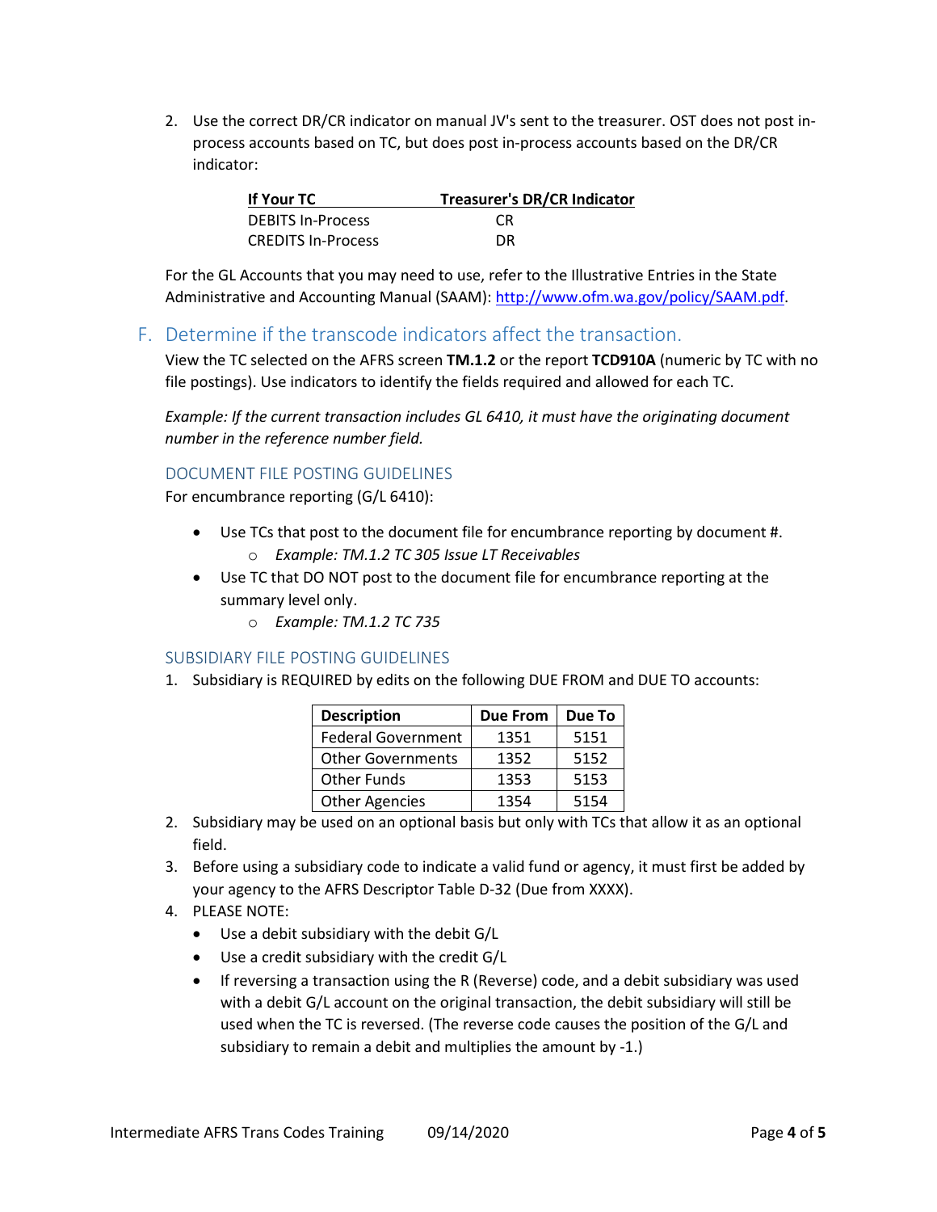2. Use the correct DR/CR indicator on manual JV's sent to the treasurer. OST does not post in-process accounts based on TC, but does post in-process accounts based on the DR/CR indicator:

| If Your TC | Treasurer's DR/CR Indicator |
|---|---|
| DEBITS In-Process | CR |
| CREDITS In-Process | DR |

For the GL Accounts that you may need to use, refer to the Illustrative Entries in the State Administrative and Accounting Manual (SAAM): http://www.ofm.wa.gov/policy/SAAM.pdf.

## F. Determine if the transcode indicators affect the transaction.

View the TC selected on the AFRS screen **TM.1.2** or the report **TCD910A** (numeric by TC with no file postings). Use indicators to identify the fields required and allowed for each TC.

*Example: If the current transaction includes GL 6410, it must have the originating document number in the reference number field.*

### DOCUMENT FILE POSTING GUIDELINES

For encumbrance reporting (G/L 6410):

- Use TCs that post to the document file for encumbrance reporting by document #.
  - *Example: TM.1.2 TC 305 Issue LT Receivables*
- Use TC that DO NOT post to the document file for encumbrance reporting at the summary level only.
  - *Example: TM.1.2 TC 735*

### SUBSIDIARY FILE POSTING GUIDELINES

1. Subsidiary is REQUIRED by edits on the following DUE FROM and DUE TO accounts:

| Description | Due From | Due To |
|---|---|---|
| Federal Government | 1351 | 5151 |
| Other Governments | 1352 | 5152 |
| Other Funds | 1353 | 5153 |
| Other Agencies | 1354 | 5154 |

2. Subsidiary may be used on an optional basis but only with TCs that allow it as an optional field.
3. Before using a subsidiary code to indicate a valid fund or agency, it must first be added by your agency to the AFRS Descriptor Table D-32 (Due from XXXX).
4. PLEASE NOTE:
   - Use a debit subsidiary with the debit G/L
   - Use a credit subsidiary with the credit G/L
   - If reversing a transaction using the R (Reverse) code, and a debit subsidiary was used with a debit G/L account on the original transaction, the debit subsidiary will still be used when the TC is reversed. (The reverse code causes the position of the G/L and subsidiary to remain a debit and multiplies the amount by -1.)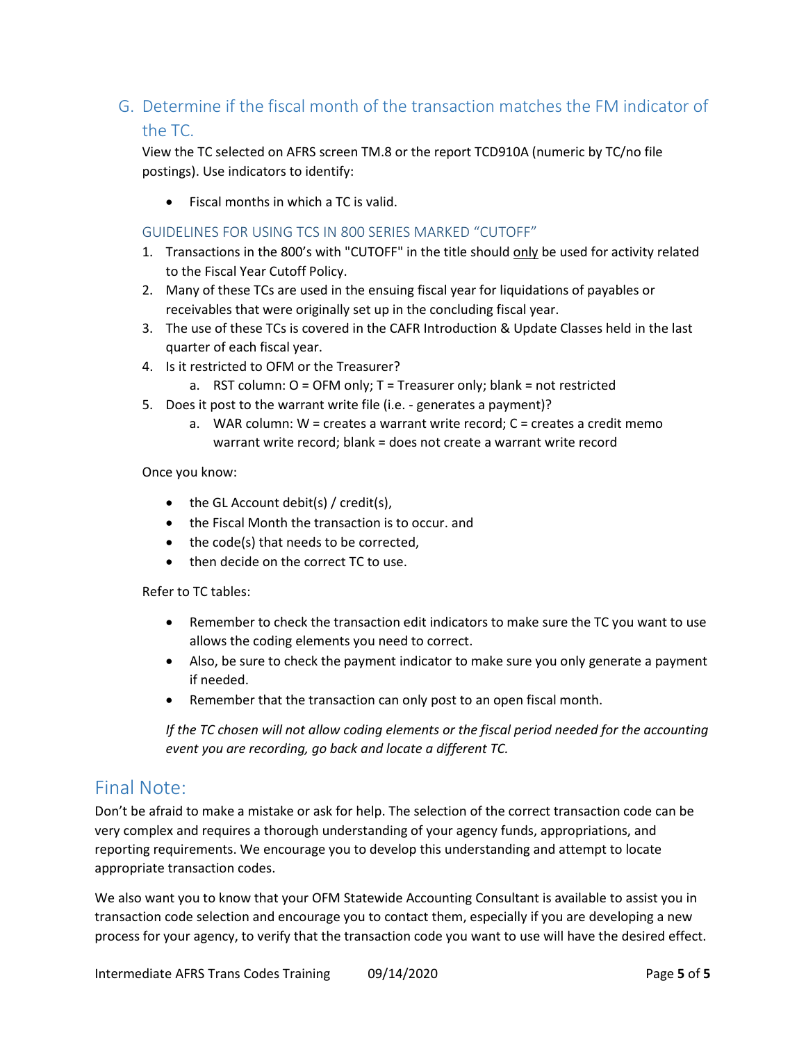## G. Determine if the fiscal month of the transaction matches the FM indicator of the TC.

View the TC selected on AFRS screen TM.8 or the report TCD910A (numeric by TC/no file postings). Use indicators to identify:

- Fiscal months in which a TC is valid.

### GUIDELINES FOR USING TCS IN 800 SERIES MARKED "CUTOFF"

1. Transactions in the 800's with "CUTOFF" in the title should <u>only</u> be used for activity related to the Fiscal Year Cutoff Policy.
2. Many of these TCs are used in the ensuing fiscal year for liquidations of payables or receivables that were originally set up in the concluding fiscal year.
3. The use of these TCs is covered in the CAFR Introduction & Update Classes held in the last quarter of each fiscal year.
4. Is it restricted to OFM or the Treasurer?
   a. RST column: O = OFM only; T = Treasurer only; blank = not restricted
5. Does it post to the warrant write file (i.e. - generates a payment)?
   a. WAR column: W = creates a warrant write record; C = creates a credit memo warrant write record; blank = does not create a warrant write record

Once you know:

- the GL Account debit(s) / credit(s),
- the Fiscal Month the transaction is to occur. and
- the code(s) that needs to be corrected,
- then decide on the correct TC to use.

Refer to TC tables:

- Remember to check the transaction edit indicators to make sure the TC you want to use allows the coding elements you need to correct.
- Also, be sure to check the payment indicator to make sure you only generate a payment if needed.
- Remember that the transaction can only post to an open fiscal month.

*If the TC chosen will not allow coding elements or the fiscal period needed for the accounting event you are recording, go back and locate a different TC.*

# Final Note:

Don't be afraid to make a mistake or ask for help. The selection of the correct transaction code can be very complex and requires a thorough understanding of your agency funds, appropriations, and reporting requirements. We encourage you to develop this understanding and attempt to locate appropriate transaction codes.

We also want you to know that your OFM Statewide Accounting Consultant is available to assist you in transaction code selection and encourage you to contact them, especially if you are developing a new process for your agency, to verify that the transaction code you want to use will have the desired effect.